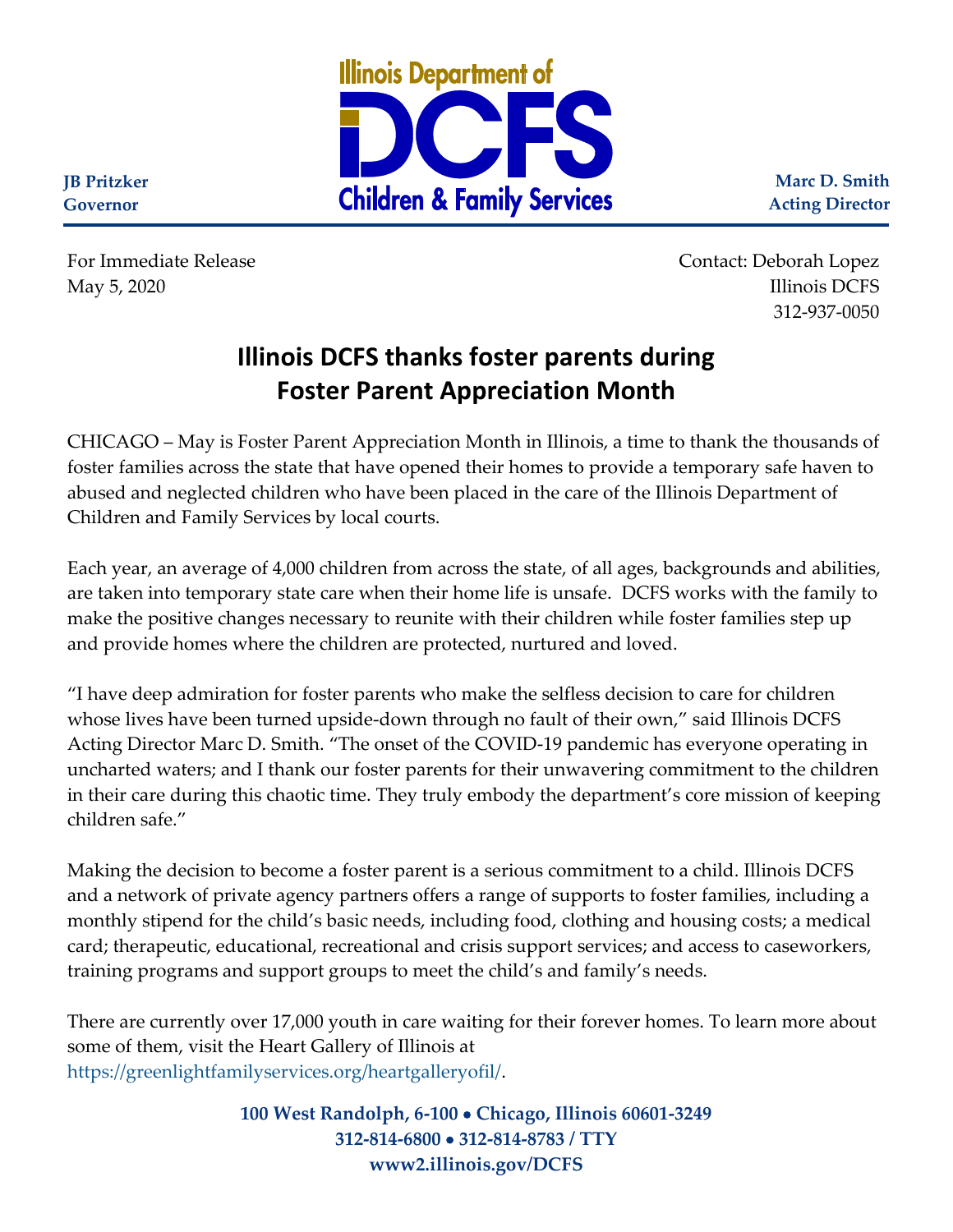Illinois Department of
**DCFS**
Children & Family Services

**JB Pritzker**
**Governor**

**Marc D. Smith**
**Acting Director**

For Immediate Release
May 5, 2020

Contact: Deborah Lopez
Illinois DCFS
312-937-0050

# Illinois DCFS thanks foster parents during Foster Parent Appreciation Month

CHICAGO – May is Foster Parent Appreciation Month in Illinois, a time to thank the thousands of foster families across the state that have opened their homes to provide a temporary safe haven to abused and neglected children who have been placed in the care of the Illinois Department of Children and Family Services by local courts.

Each year, an average of 4,000 children from across the state, of all ages, backgrounds and abilities, are taken into temporary state care when their home life is unsafe. DCFS works with the family to make the positive changes necessary to reunite with their children while foster families step up and provide homes where the children are protected, nurtured and loved.

"I have deep admiration for foster parents who make the selfless decision to care for children whose lives have been turned upside-down through no fault of their own," said Illinois DCFS Acting Director Marc D. Smith. "The onset of the COVID-19 pandemic has everyone operating in uncharted waters; and I thank our foster parents for their unwavering commitment to the children in their care during this chaotic time. They truly embody the department's core mission of keeping children safe."

Making the decision to become a foster parent is a serious commitment to a child. Illinois DCFS and a network of private agency partners offers a range of supports to foster families, including a monthly stipend for the child's basic needs, including food, clothing and housing costs; a medical card; therapeutic, educational, recreational and crisis support services; and access to caseworkers, training programs and support groups to meet the child's and family's needs.

There are currently over 17,000 youth in care waiting for their forever homes. To learn more about some of them, visit the Heart Gallery of Illinois at https://greenlightfamilyservices.org/heartgalleryofil/.

**100 West Randolph, 6-100 • Chicago, Illinois 60601-3249**
**312-814-6800 • 312-814-8783 / TTY**
**www2.illinois.gov/DCFS**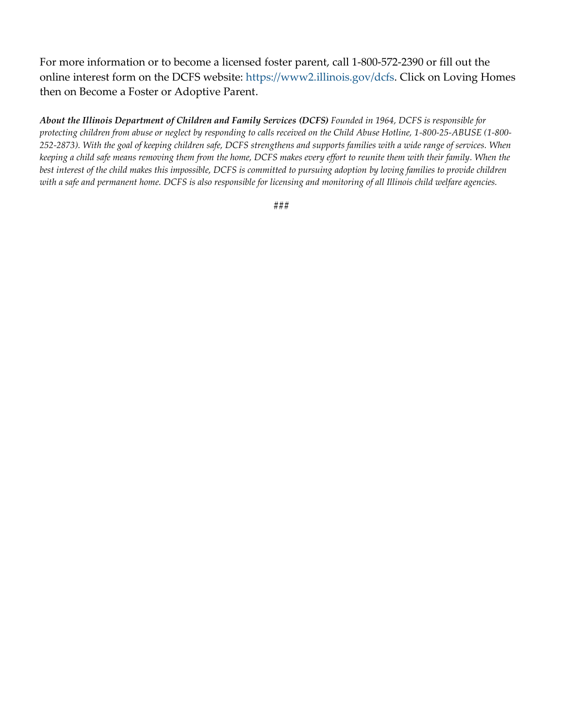For more information or to become a licensed foster parent, call 1-800-572-2390 or fill out the online interest form on the DCFS website: https://www2.illinois.gov/dcfs. Click on Loving Homes then on Become a Foster or Adoptive Parent.

***About the Illinois Department of Children and Family Services (DCFS)*** *Founded in 1964, DCFS is responsible for protecting children from abuse or neglect by responding to calls received on the Child Abuse Hotline, 1-800-25-ABUSE (1-800-252-2873). With the goal of keeping children safe, DCFS strengthens and supports families with a wide range of services. When keeping a child safe means removing them from the home, DCFS makes every effort to reunite them with their family. When the best interest of the child makes this impossible, DCFS is committed to pursuing adoption by loving families to provide children with a safe and permanent home. DCFS is also responsible for licensing and monitoring of all Illinois child welfare agencies.*

###